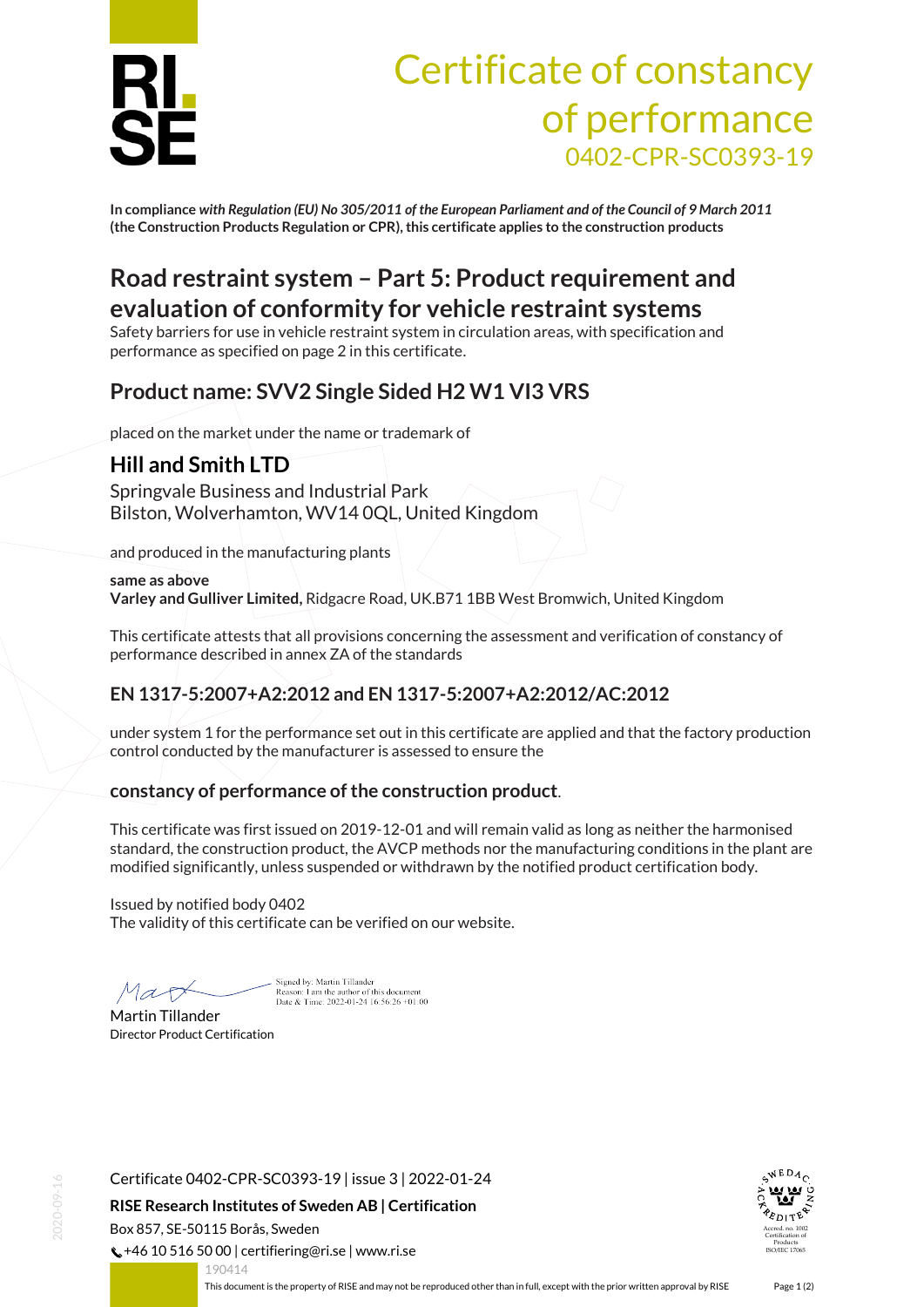# Certificate of constancy of performance

0402-CPR-SC0393-19

**In compliance** ***with Regulation (EU) No 305/2011 of the European Parliament and of the Council of 9 March 2011*** **(the Construction Products Regulation or CPR), this certificate applies to the construction products**

## Road restraint system – Part 5: Product requirement and evaluation of conformity for vehicle restraint systems

Safety barriers for use in vehicle restraint system in circulation areas, with specification and performance as specified on page 2 in this certificate.

## Product name: SVV2 Single Sided H2 W1 VI3 VRS

placed on the market under the name or trademark of

## Hill and Smith LTD

Springvale Business and Industrial Park
Bilston, Wolverhamton, WV14 0QL, United Kingdom

and produced in the manufacturing plants

**same as above**
**Varley and Gulliver Limited,** Ridgacre Road, UK.B71 1BB West Bromwich, United Kingdom

This certificate attests that all provisions concerning the assessment and verification of constancy of performance described in annex ZA of the standards

### EN 1317-5:2007+A2:2012 and EN 1317-5:2007+A2:2012/AC:2012

under system 1 for the performance set out in this certificate are applied and that the factory production control conducted by the manufacturer is assessed to ensure the

### constancy of performance of the construction product.

This certificate was first issued on 2019-12-01 and will remain valid as long as neither the harmonised standard, the construction product, the AVCP methods nor the manufacturing conditions in the plant are modified significantly, unless suspended or withdrawn by the notified product certification body.

Issued by notified body 0402
The validity of this certificate can be verified on our website.

Signed by: Martin Tillander
Reason: I am the author of this document
Date & Time: 2022-01-24 16:56:26 +01:00

Martin Tillander
Director Product Certification

Certificate 0402-CPR-SC0393-19 | issue 3 | 2022-01-24

**RISE Research Institutes of Sweden AB | Certification**

Box 857, SE-50115 Borås, Sweden
+46 10 516 50 00 | certifiering@ri.se | www.ri.se

Accred. no. 1002 Certification of Products ISO/IEC 17065

This document is the property of RISE and may not be reproduced other than in full, except with the prior written approval by RISE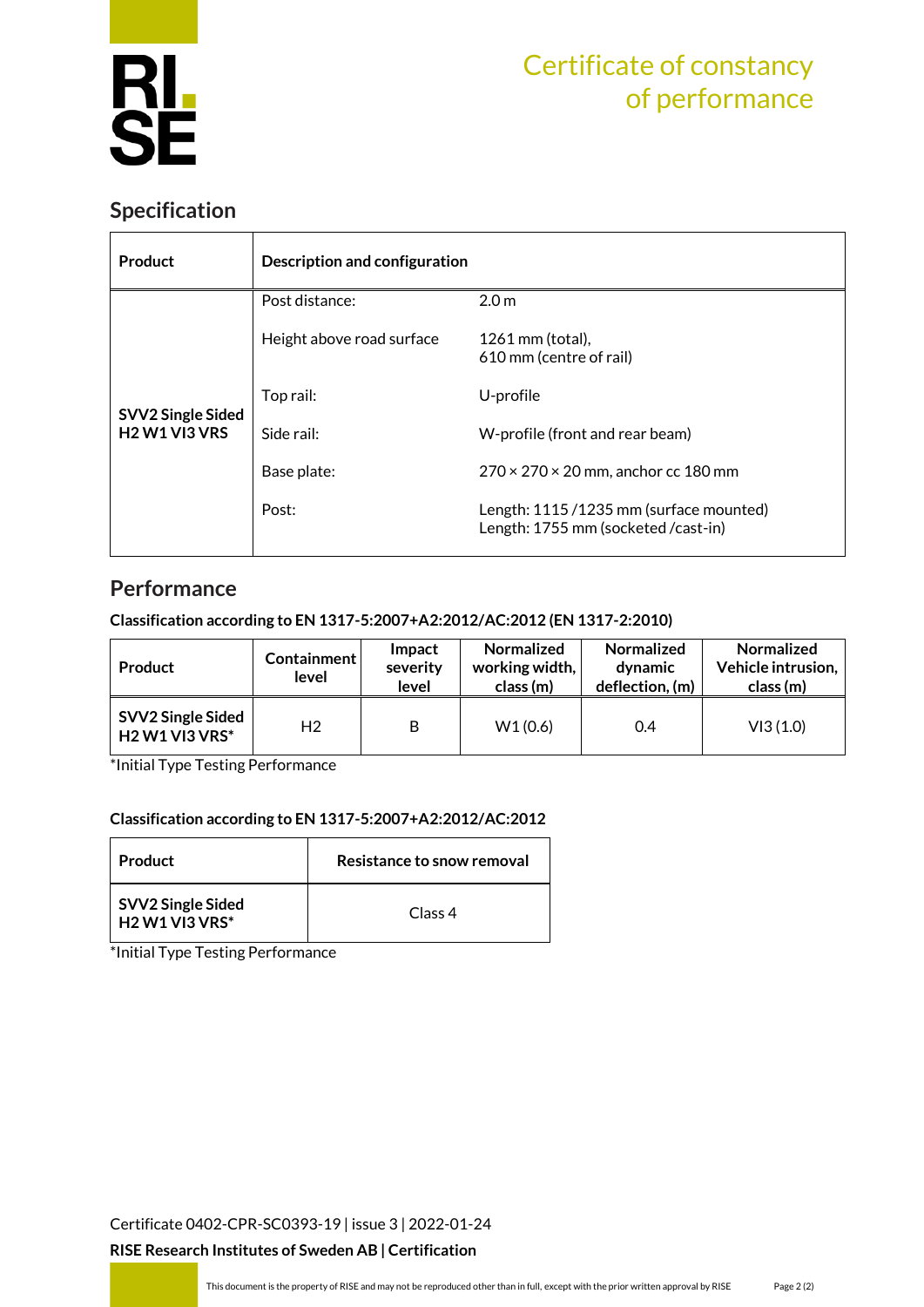# Certificate of constancy of performance

## Specification

| Product | Description and configuration | |
|---|---|---|
| SVV2 Single Sided H2 W1 VI3 VRS | Post distance: | 2.0 m |
| | Height above road surface | 1261 mm (total),<br>610 mm (centre of rail) |
| | Top rail: | U-profile |
| | Side rail: | W-profile (front and rear beam) |
| | Base plate: | 270 × 270 × 20 mm, anchor cc 180 mm |
| | Post: | Length: 1115 /1235 mm (surface mounted)<br>Length: 1755 mm (socketed /cast-in) |

## Performance

**Classification according to EN 1317-5:2007+A2:2012/AC:2012 (EN 1317-2:2010)**

| Product | Containment level | Impact severity level | Normalized working width, class (m) | Normalized dynamic deflection, (m) | Normalized Vehicle intrusion, class (m) |
|---|---|---|---|---|---|
| SVV2 Single Sided H2 W1 VI3 VRS* | H2 | B | W1 (0.6) | 0.4 | VI3 (1.0) |

*Initial Type Testing Performance

**Classification according to EN 1317-5:2007+A2:2012/AC:2012**

| Product | Resistance to snow removal |
|---|---|
| SVV2 Single Sided H2 W1 VI3 VRS* | Class 4 |

*Initial Type Testing Performance

Certificate 0402-CPR-SC0393-19 | issue 3 | 2022-01-24

**RISE Research Institutes of Sweden AB | Certification**

This document is the property of RISE and may not be reproduced other than in full, except with the prior written approval by RISE